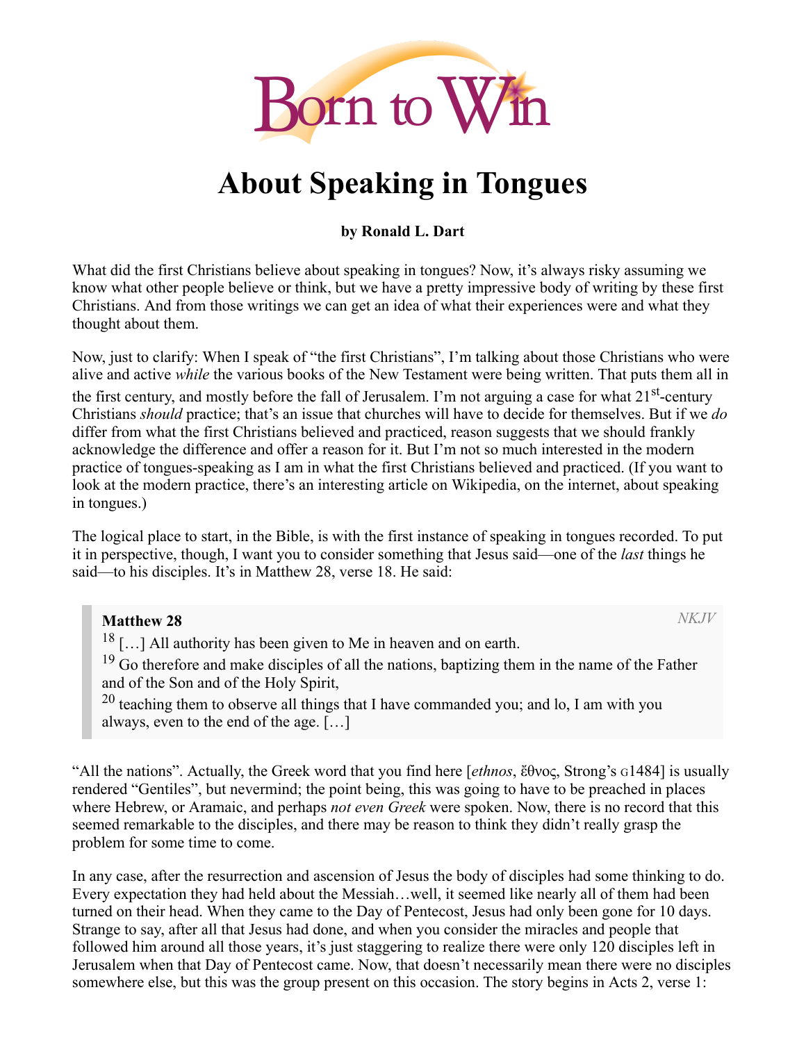Born to Win

# About Speaking in Tongues

**by Ronald L. Dart**

What did the first Christians believe about speaking in tongues? Now, it's always risky assuming we know what other people believe or think, but we have a pretty impressive body of writing by these first Christians. And from those writings we can get an idea of what their experiences were and what they thought about them.

Now, just to clarify: When I speak of "the first Christians", I'm talking about those Christians who were alive and active *while* the various books of the New Testament were being written. That puts them all in the first century, and mostly before the fall of Jerusalem. I'm not arguing a case for what 21st-century Christians *should* practice; that's an issue that churches will have to decide for themselves. But if we *do* differ from what the first Christians believed and practiced, reason suggests that we should frankly acknowledge the difference and offer a reason for it. But I'm not so much interested in the modern practice of tongues-speaking as I am in what the first Christians believed and practiced. (If you want to look at the modern practice, there's an interesting article on Wikipedia, on the internet, about speaking in tongues.)

The logical place to start, in the Bible, is with the first instance of speaking in tongues recorded. To put it in perspective, though, I want you to consider something that Jesus said—one of the *last* things he said—to his disciples. It's in Matthew 28, verse 18. He said:

> **Matthew 28** *NKJV*
> 18 […] All authority has been given to Me in heaven and on earth.
> 19 Go therefore and make disciples of all the nations, baptizing them in the name of the Father and of the Son and of the Holy Spirit,
> 20 teaching them to observe all things that I have commanded you; and lo, I am with you always, even to the end of the age. […]

"All the nations". Actually, the Greek word that you find here [*ethnos*, ἔθνος, Strong's G1484] is usually rendered "Gentiles", but nevermind; the point being, this was going to have to be preached in places where Hebrew, or Aramaic, and perhaps *not even Greek* were spoken. Now, there is no record that this seemed remarkable to the disciples, and there may be reason to think they didn't really grasp the problem for some time to come.

In any case, after the resurrection and ascension of Jesus the body of disciples had some thinking to do. Every expectation they had held about the Messiah…well, it seemed like nearly all of them had been turned on their head. When they came to the Day of Pentecost, Jesus had only been gone for 10 days. Strange to say, after all that Jesus had done, and when you consider the miracles and people that followed him around all those years, it's just staggering to realize there were only 120 disciples left in Jerusalem when that Day of Pentecost came. Now, that doesn't necessarily mean there were no disciples somewhere else, but this was the group present on this occasion. The story begins in Acts 2, verse 1: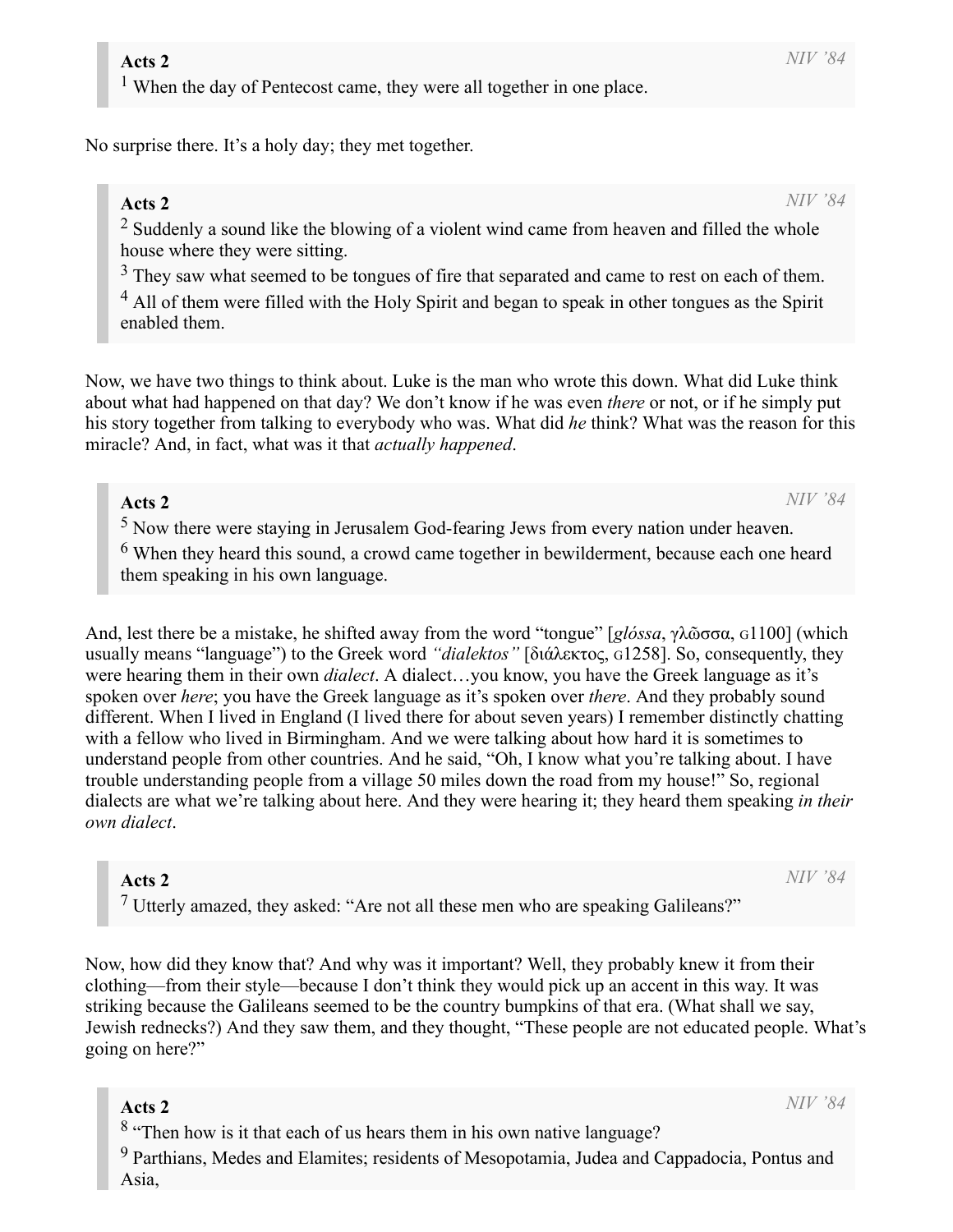> **Acts 2** *NIV '84*
> [1] When the day of Pentecost came, they were all together in one place.

No surprise there. It's a holy day; they met together.

> **Acts 2** *NIV '84*
> [2] Suddenly a sound like the blowing of a violent wind came from heaven and filled the whole house where they were sitting.
> [3] They saw what seemed to be tongues of fire that separated and came to rest on each of them.
> [4] All of them were filled with the Holy Spirit and began to speak in other tongues as the Spirit enabled them.

Now, we have two things to think about. Luke is the man who wrote this down. What did Luke think about what had happened on that day? We don't know if he was even *there* or not, or if he simply put his story together from talking to everybody who was. What did *he* think? What was the reason for this miracle? And, in fact, what was it that *actually happened*.

> **Acts 2** *NIV '84*
> [5] Now there were staying in Jerusalem God-fearing Jews from every nation under heaven.
> [6] When they heard this sound, a crowd came together in bewilderment, because each one heard them speaking in his own language.

And, lest there be a mistake, he shifted away from the word "tongue" [*glóssa*, γλῶσσα, G1100] (which usually means "language") to the Greek word *"dialektos"* [διάλεκτος, G1258]. So, consequently, they were hearing them in their own *dialect*. A dialect…you know, you have the Greek language as it's spoken over *here*; you have the Greek language as it's spoken over *there*. And they probably sound different. When I lived in England (I lived there for about seven years) I remember distinctly chatting with a fellow who lived in Birmingham. And we were talking about how hard it is sometimes to understand people from other countries. And he said, "Oh, I know what you're talking about. I have trouble understanding people from a village 50 miles down the road from my house!" So, regional dialects are what we're talking about here. And they were hearing it; they heard them speaking *in their own dialect*.

> **Acts 2** *NIV '84*
> [7] Utterly amazed, they asked: "Are not all these men who are speaking Galileans?"

Now, how did they know that? And why was it important? Well, they probably knew it from their clothing—from their style—because I don't think they would pick up an accent in this way. It was striking because the Galileans seemed to be the country bumpkins of that era. (What shall we say, Jewish rednecks?) And they saw them, and they thought, "These people are not educated people. What's going on here?"

> **Acts 2** *NIV '84*
> [8] "Then how is it that each of us hears them in his own native language?
> [9] Parthians, Medes and Elamites; residents of Mesopotamia, Judea and Cappadocia, Pontus and Asia,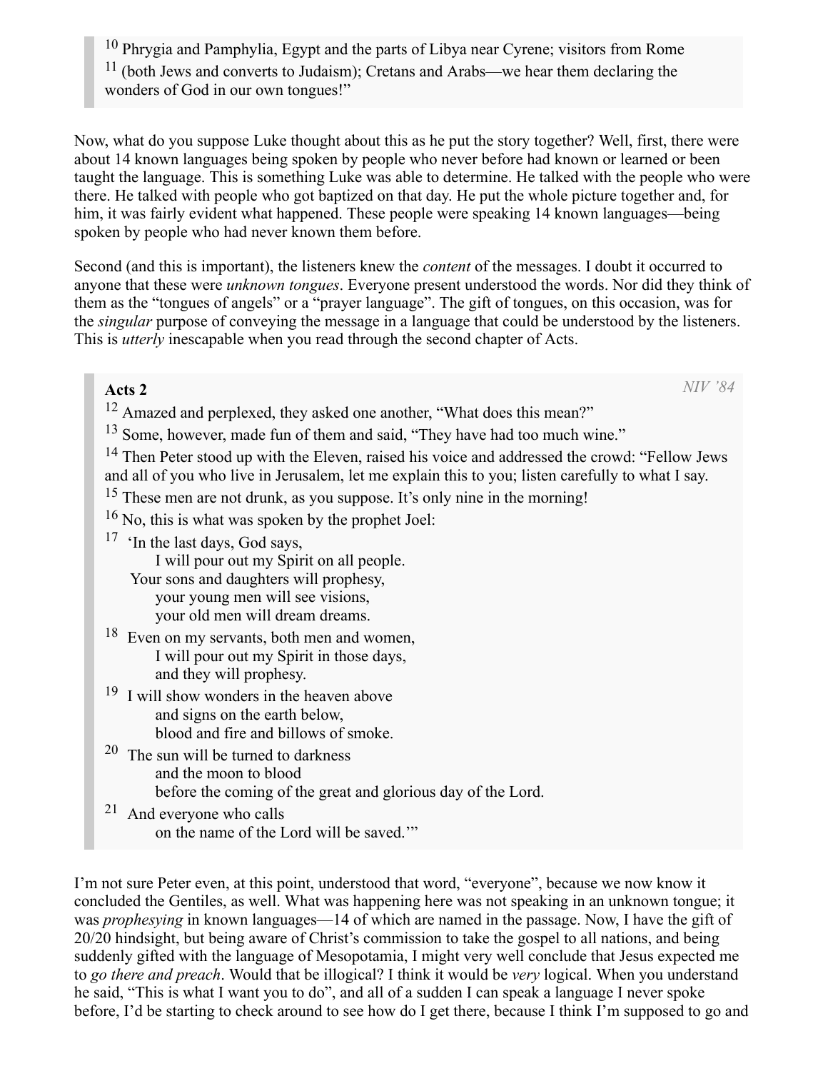> [10] Phrygia and Pamphylia, Egypt and the parts of Libya near Cyrene; visitors from Rome
> [11] (both Jews and converts to Judaism); Cretans and Arabs—we hear them declaring the wonders of God in our own tongues!"

Now, what do you suppose Luke thought about this as he put the story together? Well, first, there were about 14 known languages being spoken by people who never before had known or learned or been taught the language. This is something Luke was able to determine. He talked with the people who were there. He talked with people who got baptized on that day. He put the whole picture together and, for him, it was fairly evident what happened. These people were speaking 14 known languages—being spoken by people who had never known them before.

Second (and this is important), the listeners knew the *content* of the messages. I doubt it occurred to anyone that these were *unknown tongues*. Everyone present understood the words. Nor did they think of them as the "tongues of angels" or a "prayer language". The gift of tongues, on this occasion, was for the *singular* purpose of conveying the message in a language that could be understood by the listeners. This is *utterly* inescapable when you read through the second chapter of Acts.

> **Acts 2** *NIV '84*
>
> [12] Amazed and perplexed, they asked one another, "What does this mean?"
>
> [13] Some, however, made fun of them and said, "They have had too much wine."
>
> [14] Then Peter stood up with the Eleven, raised his voice and addressed the crowd: "Fellow Jews and all of you who live in Jerusalem, let me explain this to you; listen carefully to what I say.
>
> [15] These men are not drunk, as you suppose. It's only nine in the morning!
>
> [16] No, this is what was spoken by the prophet Joel:
>
> [17] 'In the last days, God says,
> I will pour out my Spirit on all people.
> Your sons and daughters will prophesy,
> your young men will see visions,
> your old men will dream dreams.
>
> [18] Even on my servants, both men and women,
> I will pour out my Spirit in those days,
> and they will prophesy.
>
> [19] I will show wonders in the heaven above
> and signs on the earth below,
> blood and fire and billows of smoke.
>
> [20] The sun will be turned to darkness
> and the moon to blood
> before the coming of the great and glorious day of the Lord.
>
> [21] And everyone who calls
> on the name of the Lord will be saved.'"

I'm not sure Peter even, at this point, understood that word, "everyone", because we now know it concluded the Gentiles, as well. What was happening here was not speaking in an unknown tongue; it was *prophesying* in known languages—14 of which are named in the passage. Now, I have the gift of 20/20 hindsight, but being aware of Christ's commission to take the gospel to all nations, and being suddenly gifted with the language of Mesopotamia, I might very well conclude that Jesus expected me to *go there and preach*. Would that be illogical? I think it would be *very* logical. When you understand he said, "This is what I want you to do", and all of a sudden I can speak a language I never spoke before, I'd be starting to check around to see how do I get there, because I think I'm supposed to go and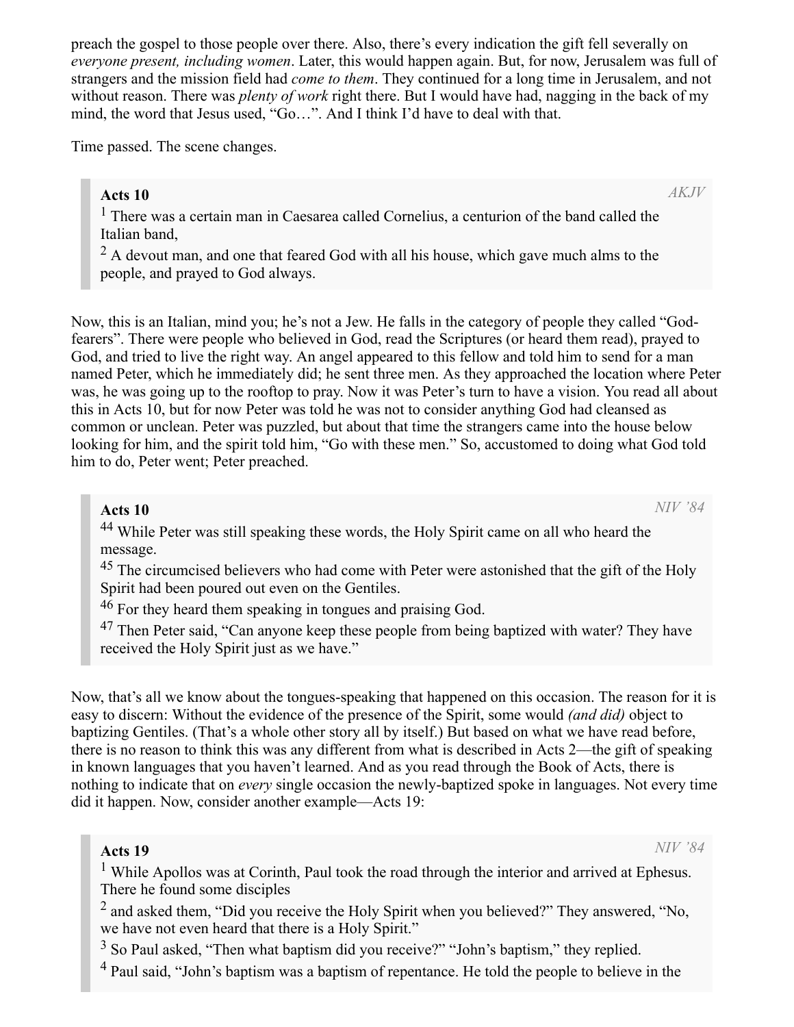preach the gospel to those people over there. Also, there's every indication the gift fell severally on *everyone present, including women*. Later, this would happen again. But, for now, Jerusalem was full of strangers and the mission field had *come to them*. They continued for a long time in Jerusalem, and not without reason. There was *plenty of work* right there. But I would have had, nagging in the back of my mind, the word that Jesus used, "Go…". And I think I'd have to deal with that.

Time passed. The scene changes.

> **Acts 10** *AKJV*
>
> 1 There was a certain man in Caesarea called Cornelius, a centurion of the band called the Italian band,
>
> 2 A devout man, and one that feared God with all his house, which gave much alms to the people, and prayed to God always.

Now, this is an Italian, mind you; he's not a Jew. He falls in the category of people they called "God-fearers". There were people who believed in God, read the Scriptures (or heard them read), prayed to God, and tried to live the right way. An angel appeared to this fellow and told him to send for a man named Peter, which he immediately did; he sent three men. As they approached the location where Peter was, he was going up to the rooftop to pray. Now it was Peter's turn to have a vision. You read all about this in Acts 10, but for now Peter was told he was not to consider anything God had cleansed as common or unclean. Peter was puzzled, but about that time the strangers came into the house below looking for him, and the spirit told him, "Go with these men." So, accustomed to doing what God told him to do, Peter went; Peter preached.

> **Acts 10** *NIV '84*
>
> 44 While Peter was still speaking these words, the Holy Spirit came on all who heard the message.
>
> 45 The circumcised believers who had come with Peter were astonished that the gift of the Holy Spirit had been poured out even on the Gentiles.
>
> 46 For they heard them speaking in tongues and praising God.
>
> 47 Then Peter said, "Can anyone keep these people from being baptized with water? They have received the Holy Spirit just as we have."

Now, that's all we know about the tongues-speaking that happened on this occasion. The reason for it is easy to discern: Without the evidence of the presence of the Spirit, some would *(and did)* object to baptizing Gentiles. (That's a whole other story all by itself.) But based on what we have read before, there is no reason to think this was any different from what is described in Acts 2—the gift of speaking in known languages that you haven't learned. And as you read through the Book of Acts, there is nothing to indicate that on *every* single occasion the newly-baptized spoke in languages. Not every time did it happen. Now, consider another example—Acts 19:

> **Acts 19** *NIV '84*
>
> 1 While Apollos was at Corinth, Paul took the road through the interior and arrived at Ephesus. There he found some disciples
>
> 2 and asked them, "Did you receive the Holy Spirit when you believed?" They answered, "No, we have not even heard that there is a Holy Spirit."
>
> 3 So Paul asked, "Then what baptism did you receive?" "John's baptism," they replied.
>
> 4 Paul said, "John's baptism was a baptism of repentance. He told the people to believe in the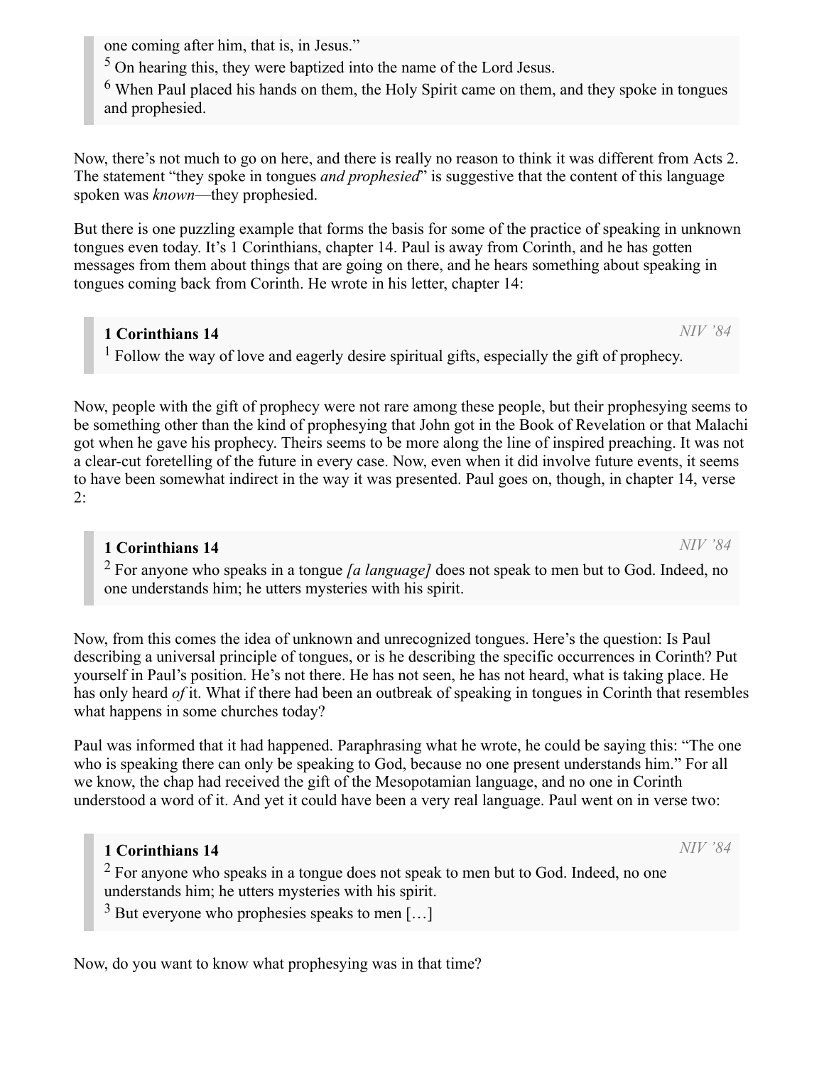> one coming after him, that is, in Jesus."
> [5] On hearing this, they were baptized into the name of the Lord Jesus.
> [6] When Paul placed his hands on them, the Holy Spirit came on them, and they spoke in tongues and prophesied.

Now, there's not much to go on here, and there is really no reason to think it was different from Acts 2. The statement "they spoke in tongues *and prophesied*" is suggestive that the content of this language spoken was *known*—they prophesied.

But there is one puzzling example that forms the basis for some of the practice of speaking in unknown tongues even today. It's 1 Corinthians, chapter 14. Paul is away from Corinth, and he has gotten messages from them about things that are going on there, and he hears something about speaking in tongues coming back from Corinth. He wrote in his letter, chapter 14:

> **1 Corinthians 14** *NIV '84*
> [1] Follow the way of love and eagerly desire spiritual gifts, especially the gift of prophecy.

Now, people with the gift of prophecy were not rare among these people, but their prophesying seems to be something other than the kind of prophesying that John got in the Book of Revelation or that Malachi got when he gave his prophecy. Theirs seems to be more along the line of inspired preaching. It was not a clear-cut foretelling of the future in every case. Now, even when it did involve future events, it seems to have been somewhat indirect in the way it was presented. Paul goes on, though, in chapter 14, verse 2:

> **1 Corinthians 14** *NIV '84*
> [2] For anyone who speaks in a tongue *[a language]* does not speak to men but to God. Indeed, no one understands him; he utters mysteries with his spirit.

Now, from this comes the idea of unknown and unrecognized tongues. Here's the question: Is Paul describing a universal principle of tongues, or is he describing the specific occurrences in Corinth? Put yourself in Paul's position. He's not there. He has not seen, he has not heard, what is taking place. He has only heard *of* it. What if there had been an outbreak of speaking in tongues in Corinth that resembles what happens in some churches today?

Paul was informed that it had happened. Paraphrasing what he wrote, he could be saying this: "The one who is speaking there can only be speaking to God, because no one present understands him." For all we know, the chap had received the gift of the Mesopotamian language, and no one in Corinth understood a word of it. And yet it could have been a very real language. Paul went on in verse two:

> **1 Corinthians 14** *NIV '84*
> [2] For anyone who speaks in a tongue does not speak to men but to God. Indeed, no one understands him; he utters mysteries with his spirit.
> [3] But everyone who prophesies speaks to men […]

Now, do you want to know what prophesying was in that time?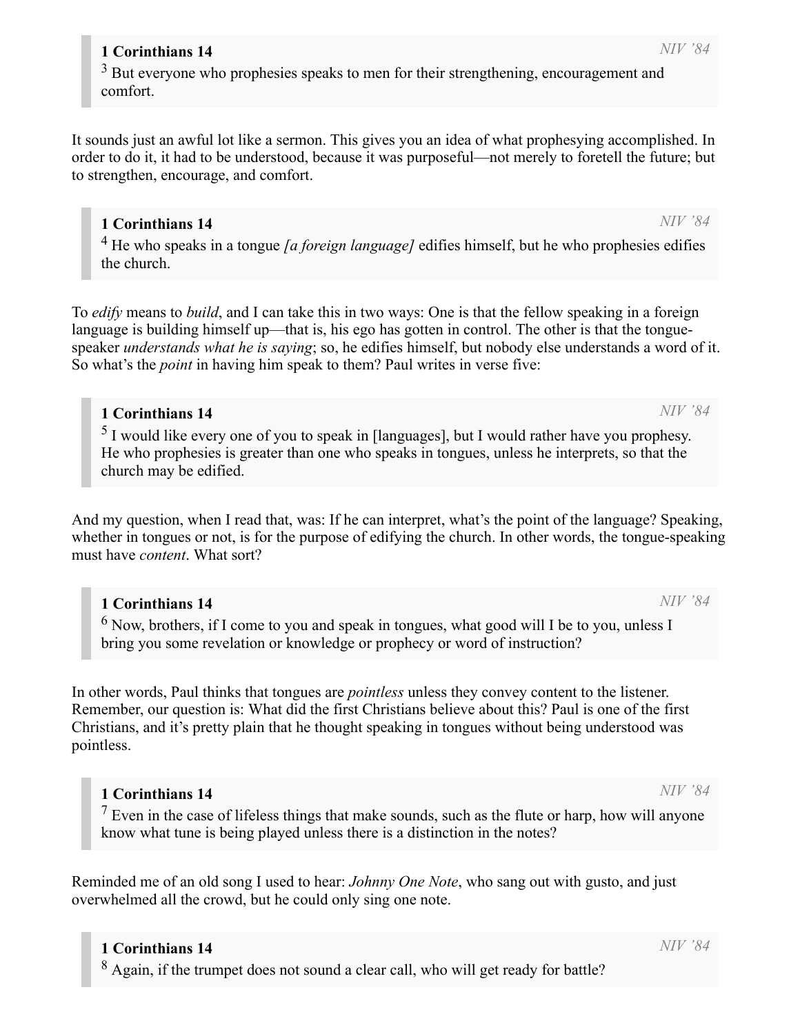> **1 Corinthians 14** *NIV '84*
> 3 But everyone who prophesies speaks to men for their strengthening, encouragement and comfort.

It sounds just an awful lot like a sermon. This gives you an idea of what prophesying accomplished. In order to do it, it had to be understood, because it was purposeful—not merely to foretell the future; but to strengthen, encourage, and comfort.

> **1 Corinthians 14** *NIV '84*
> 4 He who speaks in a tongue *[a foreign language]* edifies himself, but he who prophesies edifies the church.

To *edify* means to *build*, and I can take this in two ways: One is that the fellow speaking in a foreign language is building himself up—that is, his ego has gotten in control. The other is that the tongue-speaker *understands what he is saying*; so, he edifies himself, but nobody else understands a word of it. So what's the *point* in having him speak to them? Paul writes in verse five:

> **1 Corinthians 14** *NIV '84*
> 5 I would like every one of you to speak in [languages], but I would rather have you prophesy. He who prophesies is greater than one who speaks in tongues, unless he interprets, so that the church may be edified.

And my question, when I read that, was: If he can interpret, what's the point of the language? Speaking, whether in tongues or not, is for the purpose of edifying the church. In other words, the tongue-speaking must have *content*. What sort?

> **1 Corinthians 14** *NIV '84*
> 6 Now, brothers, if I come to you and speak in tongues, what good will I be to you, unless I bring you some revelation or knowledge or prophecy or word of instruction?

In other words, Paul thinks that tongues are *pointless* unless they convey content to the listener. Remember, our question is: What did the first Christians believe about this? Paul is one of the first Christians, and it's pretty plain that he thought speaking in tongues without being understood was pointless.

> **1 Corinthians 14** *NIV '84*
> 7 Even in the case of lifeless things that make sounds, such as the flute or harp, how will anyone know what tune is being played unless there is a distinction in the notes?

Reminded me of an old song I used to hear: *Johnny One Note*, who sang out with gusto, and just overwhelmed all the crowd, but he could only sing one note.

> **1 Corinthians 14** *NIV '84*
> 8 Again, if the trumpet does not sound a clear call, who will get ready for battle?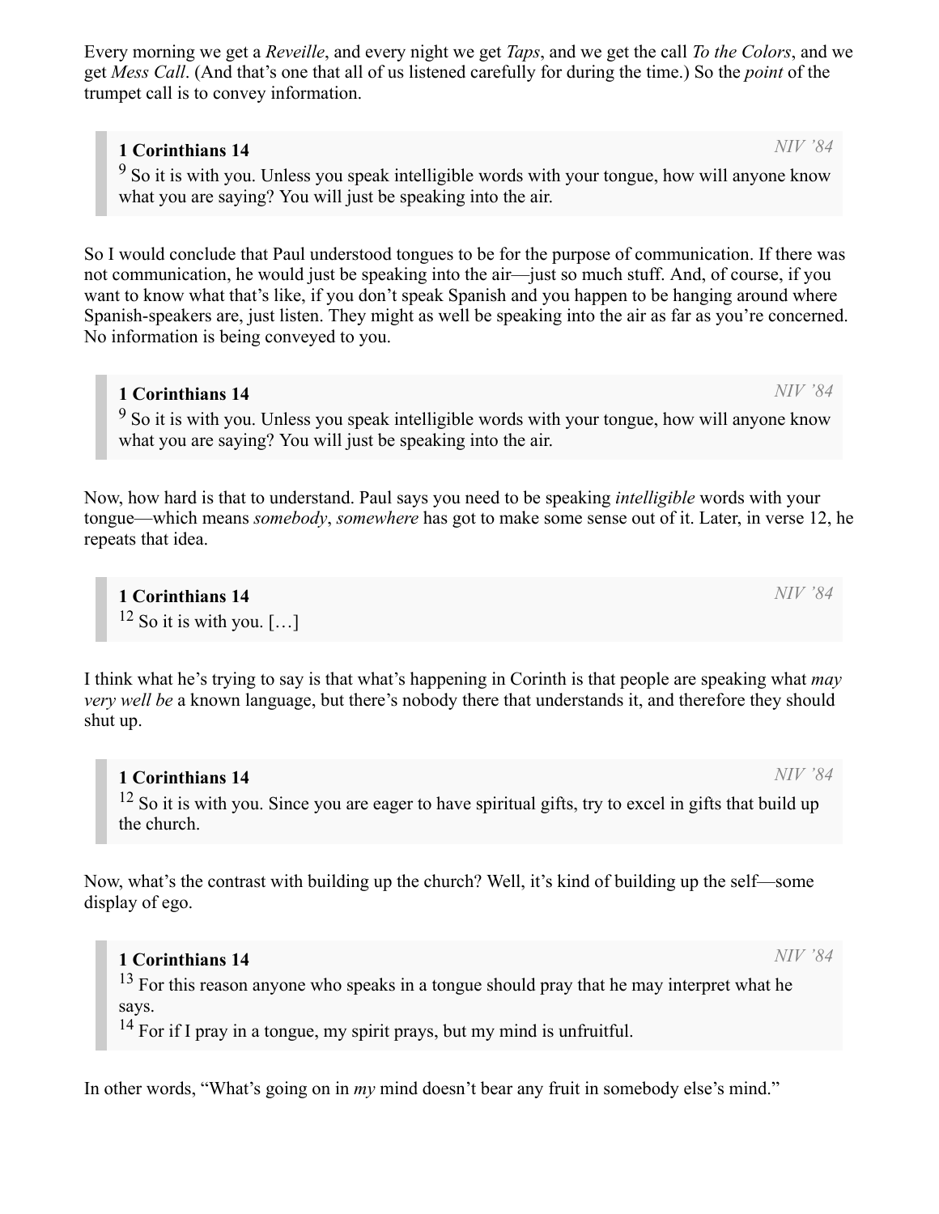Every morning we get a *Reveille*, and every night we get *Taps*, and we get the call *To the Colors*, and we get *Mess Call*. (And that's one that all of us listened carefully for during the time.) So the *point* of the trumpet call is to convey information.

> **1 Corinthians 14** *NIV '84*
> [9] So it is with you. Unless you speak intelligible words with your tongue, how will anyone know what you are saying? You will just be speaking into the air.

So I would conclude that Paul understood tongues to be for the purpose of communication. If there was not communication, he would just be speaking into the air—just so much stuff. And, of course, if you want to know what that's like, if you don't speak Spanish and you happen to be hanging around where Spanish-speakers are, just listen. They might as well be speaking into the air as far as you're concerned. No information is being conveyed to you.

> **1 Corinthians 14** *NIV '84*
> [9] So it is with you. Unless you speak intelligible words with your tongue, how will anyone know what you are saying? You will just be speaking into the air.

Now, how hard is that to understand. Paul says you need to be speaking *intelligible* words with your tongue—which means *somebody*, *somewhere* has got to make some sense out of it. Later, in verse 12, he repeats that idea.

> **1 Corinthians 14** *NIV '84*
> [12] So it is with you. […]

I think what he's trying to say is that what's happening in Corinth is that people are speaking what *may very well be* a known language, but there's nobody there that understands it, and therefore they should shut up.

> **1 Corinthians 14** *NIV '84*
> [12] So it is with you. Since you are eager to have spiritual gifts, try to excel in gifts that build up the church.

Now, what's the contrast with building up the church? Well, it's kind of building up the self—some display of ego.

> **1 Corinthians 14** *NIV '84*
> [13] For this reason anyone who speaks in a tongue should pray that he may interpret what he says.
> [14] For if I pray in a tongue, my spirit prays, but my mind is unfruitful.

In other words, "What's going on in *my* mind doesn't bear any fruit in somebody else's mind."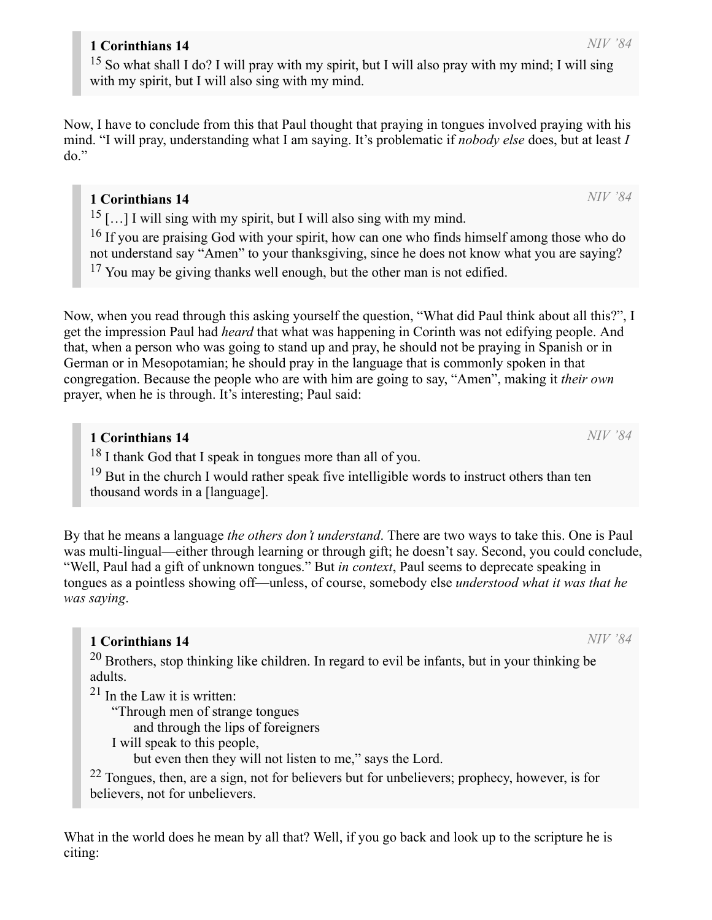> **1 Corinthians 14** *NIV '84*
> [15] So what shall I do? I will pray with my spirit, but I will also pray with my mind; I will sing with my spirit, but I will also sing with my mind.

Now, I have to conclude from this that Paul thought that praying in tongues involved praying with his mind. "I will pray, understanding what I am saying. It's problematic if *nobody else* does, but at least *I* do."

> **1 Corinthians 14** *NIV '84*
> [15] […] I will sing with my spirit, but I will also sing with my mind.
> [16] If you are praising God with your spirit, how can one who finds himself among those who do not understand say "Amen" to your thanksgiving, since he does not know what you are saying?
> [17] You may be giving thanks well enough, but the other man is not edified.

Now, when you read through this asking yourself the question, "What did Paul think about all this?", I get the impression Paul had *heard* that what was happening in Corinth was not edifying people. And that, when a person who was going to stand up and pray, he should not be praying in Spanish or in German or in Mesopotamian; he should pray in the language that is commonly spoken in that congregation. Because the people who are with him are going to say, "Amen", making it *their own* prayer, when he is through. It's interesting; Paul said:

> **1 Corinthians 14** *NIV '84*
> [18] I thank God that I speak in tongues more than all of you.
> [19] But in the church I would rather speak five intelligible words to instruct others than ten thousand words in a [language].

By that he means a language *the others don't understand*. There are two ways to take this. One is Paul was multi-lingual—either through learning or through gift; he doesn't say. Second, you could conclude, "Well, Paul had a gift of unknown tongues." But *in context*, Paul seems to deprecate speaking in tongues as a pointless showing off—unless, of course, somebody else *understood what it was that he was saying*.

> **1 Corinthians 14** *NIV '84*
> [20] Brothers, stop thinking like children. In regard to evil be infants, but in your thinking be adults.
> [21] In the Law it is written:
> "Through men of strange tongues
> and through the lips of foreigners
> I will speak to this people,
> but even then they will not listen to me," says the Lord.
> [22] Tongues, then, are a sign, not for believers but for unbelievers; prophecy, however, is for believers, not for unbelievers.

What in the world does he mean by all that? Well, if you go back and look up to the scripture he is citing: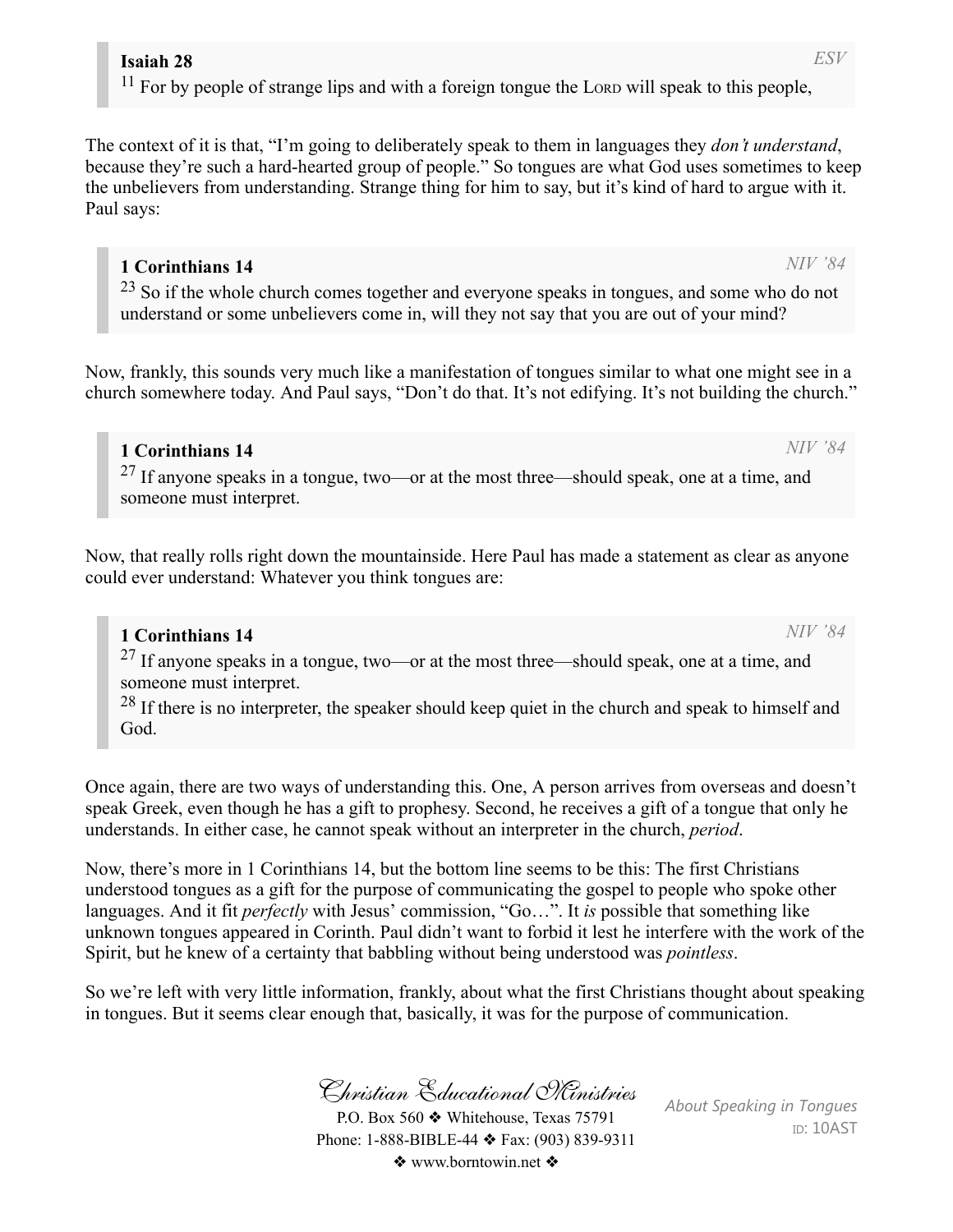> **Isaiah 28** *ESV*
> [11] For by people of strange lips and with a foreign tongue the LORD will speak to this people,

The context of it is that, "I'm going to deliberately speak to them in languages they *don't understand*, because they're such a hard-hearted group of people." So tongues are what God uses sometimes to keep the unbelievers from understanding. Strange thing for him to say, but it's kind of hard to argue with it. Paul says:

> **1 Corinthians 14** *NIV '84*
> [23] So if the whole church comes together and everyone speaks in tongues, and some who do not understand or some unbelievers come in, will they not say that you are out of your mind?

Now, frankly, this sounds very much like a manifestation of tongues similar to what one might see in a church somewhere today. And Paul says, "Don't do that. It's not edifying. It's not building the church."

> **1 Corinthians 14** *NIV '84*
> [27] If anyone speaks in a tongue, two—or at the most three—should speak, one at a time, and someone must interpret.

Now, that really rolls right down the mountainside. Here Paul has made a statement as clear as anyone could ever understand: Whatever you think tongues are:

> **1 Corinthians 14** *NIV '84*
> [27] If anyone speaks in a tongue, two—or at the most three—should speak, one at a time, and someone must interpret.
> [28] If there is no interpreter, the speaker should keep quiet in the church and speak to himself and God.

Once again, there are two ways of understanding this. One, A person arrives from overseas and doesn't speak Greek, even though he has a gift to prophesy. Second, he receives a gift of a tongue that only he understands. In either case, he cannot speak without an interpreter in the church, *period*.

Now, there's more in 1 Corinthians 14, but the bottom line seems to be this: The first Christians understood tongues as a gift for the purpose of communicating the gospel to people who spoke other languages. And it fit *perfectly* with Jesus' commission, "Go…". It *is* possible that something like unknown tongues appeared in Corinth. Paul didn't want to forbid it lest he interfere with the work of the Spirit, but he knew of a certainty that babbling without being understood was *pointless*.

So we're left with very little information, frankly, about what the first Christians thought about speaking in tongues. But it seems clear enough that, basically, it was for the purpose of communication.